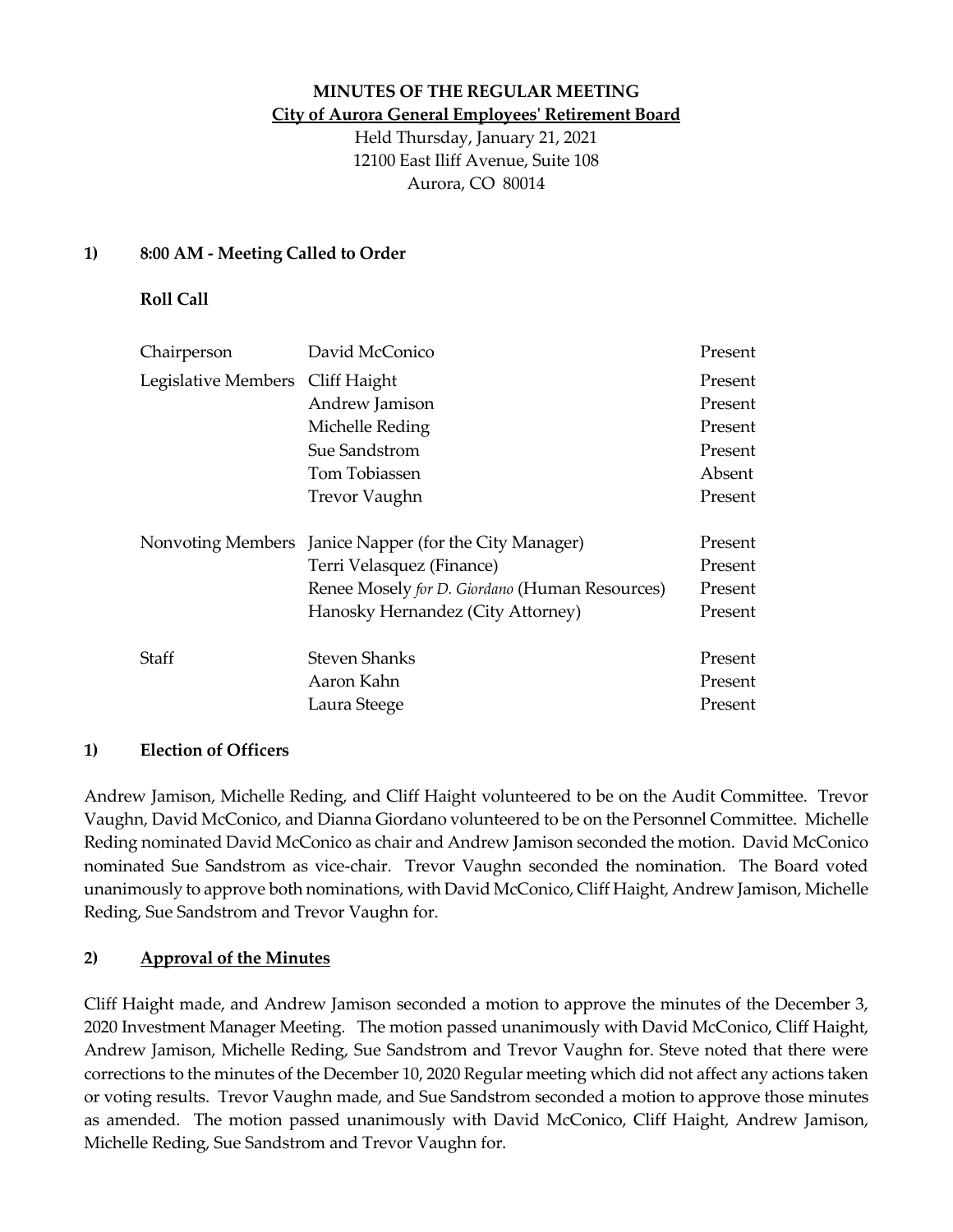**MINUTES OF THE REGULAR MEETING**

**City of Aurora General Employees' Retirement Board**

Held Thursday, January 21, 2021
12100 East Iliff Avenue, Suite 108
Aurora, CO 80014

## 1) 8:00 AM - Meeting Called to Order

**Roll Call**

| | | |
|---|---|---|
| Chairperson | David McConico | Present |
| Legislative Members | Cliff Haight | Present |
| | Andrew Jamison | Present |
| | Michelle Reding | Present |
| | Sue Sandstrom | Present |
| | Tom Tobiassen | Absent |
| | Trevor Vaughn | Present |
| Nonvoting Members | Janice Napper (for the City Manager) | Present |
| | Terri Velasquez (Finance) | Present |
| | Renee Mosely *for D. Giordano* (Human Resources) | Present |
| | Hanosky Hernandez (City Attorney) | Present |
| Staff | Steven Shanks | Present |
| | Aaron Kahn | Present |
| | Laura Steege | Present |

## 1) Election of Officers

Andrew Jamison, Michelle Reding, and Cliff Haight volunteered to be on the Audit Committee. Trevor Vaughn, David McConico, and Dianna Giordano volunteered to be on the Personnel Committee. Michelle Reding nominated David McConico as chair and Andrew Jamison seconded the motion. David McConico nominated Sue Sandstrom as vice-chair. Trevor Vaughn seconded the nomination. The Board voted unanimously to approve both nominations, with David McConico, Cliff Haight, Andrew Jamison, Michelle Reding, Sue Sandstrom and Trevor Vaughn for.

## 2) Approval of the Minutes

Cliff Haight made, and Andrew Jamison seconded a motion to approve the minutes of the December 3, 2020 Investment Manager Meeting. The motion passed unanimously with David McConico, Cliff Haight, Andrew Jamison, Michelle Reding, Sue Sandstrom and Trevor Vaughn for. Steve noted that there were corrections to the minutes of the December 10, 2020 Regular meeting which did not affect any actions taken or voting results. Trevor Vaughn made, and Sue Sandstrom seconded a motion to approve those minutes as amended. The motion passed unanimously with David McConico, Cliff Haight, Andrew Jamison, Michelle Reding, Sue Sandstrom and Trevor Vaughn for.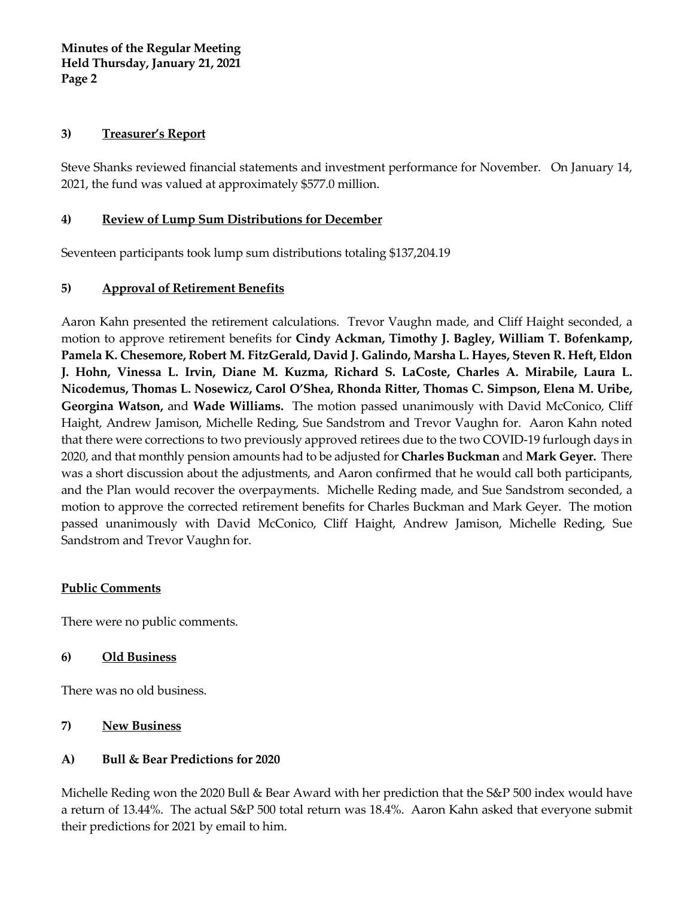### 3) Treasurer's Report

Steve Shanks reviewed financial statements and investment performance for November. On January 14, 2021, the fund was valued at approximately $577.0 million.

### 4) Review of Lump Sum Distributions for December

Seventeen participants took lump sum distributions totaling $137,204.19

### 5) Approval of Retirement Benefits

Aaron Kahn presented the retirement calculations. Trevor Vaughn made, and Cliff Haight seconded, a motion to approve retirement benefits for **Cindy Ackman, Timothy J. Bagley, William T. Bofenkamp, Pamela K. Chesemore, Robert M. FitzGerald, David J. Galindo, Marsha L. Hayes, Steven R. Heft, Eldon J. Hohn, Vinessa L. Irvin, Diane M. Kuzma, Richard S. LaCoste, Charles A. Mirabile, Laura L. Nicodemus, Thomas L. Nosewicz, Carol O'Shea, Rhonda Ritter, Thomas C. Simpson, Elena M. Uribe, Georgina Watson,** and **Wade Williams.** The motion passed unanimously with David McConico, Cliff Haight, Andrew Jamison, Michelle Reding, Sue Sandstrom and Trevor Vaughn for. Aaron Kahn noted that there were corrections to two previously approved retirees due to the two COVID-19 furlough days in 2020, and that monthly pension amounts had to be adjusted for **Charles Buckman** and **Mark Geyer.** There was a short discussion about the adjustments, and Aaron confirmed that he would call both participants, and the Plan would recover the overpayments. Michelle Reding made, and Sue Sandstrom seconded, a motion to approve the corrected retirement benefits for Charles Buckman and Mark Geyer. The motion passed unanimously with David McConico, Cliff Haight, Andrew Jamison, Michelle Reding, Sue Sandstrom and Trevor Vaughn for.

### Public Comments

There were no public comments.

### 6) Old Business

There was no old business.

### 7) New Business

#### A) Bull & Bear Predictions for 2020

Michelle Reding won the 2020 Bull & Bear Award with her prediction that the S&P 500 index would have a return of 13.44%. The actual S&P 500 total return was 18.4%. Aaron Kahn asked that everyone submit their predictions for 2021 by email to him.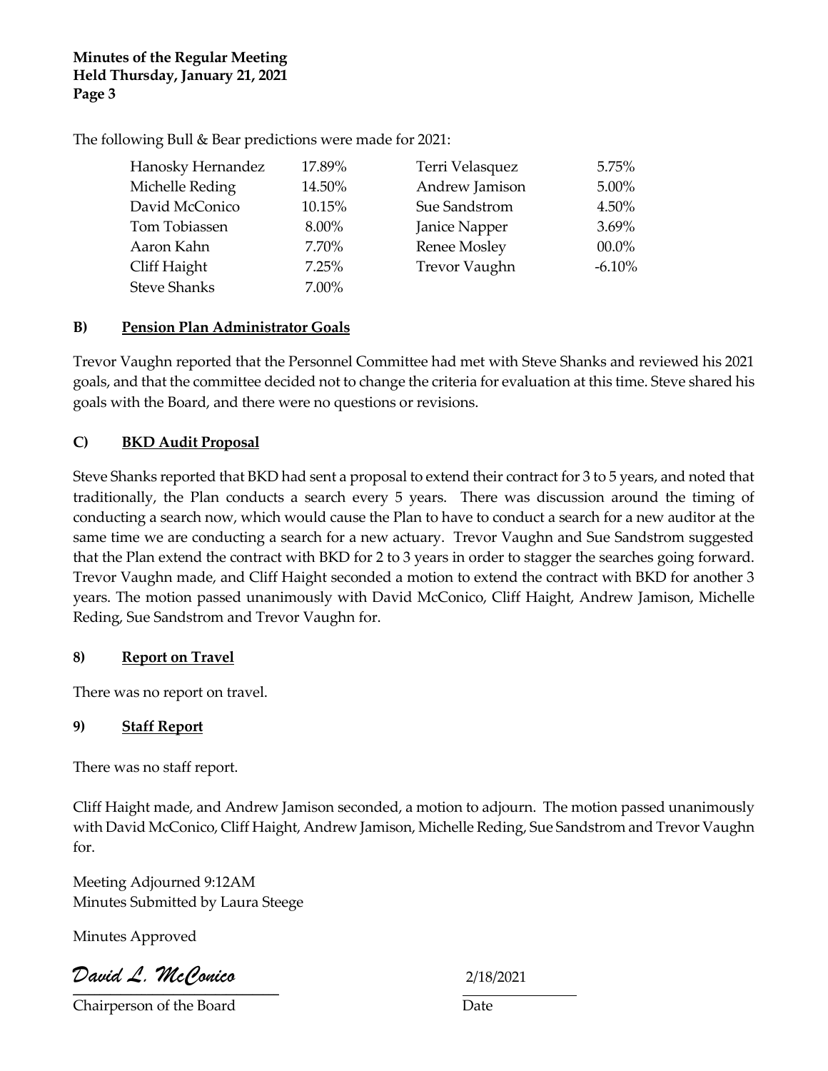The following Bull & Bear predictions were made for 2021:

| | | | |
|---|---|---|---|
| Hanosky Hernandez | 17.89% | Terri Velasquez | 5.75% |
| Michelle Reding | 14.50% | Andrew Jamison | 5.00% |
| David McConico | 10.15% | Sue Sandstrom | 4.50% |
| Tom Tobiassen | 8.00% | Janice Napper | 3.69% |
| Aaron Kahn | 7.70% | Renee Mosley | 00.0% |
| Cliff Haight | 7.25% | Trevor Vaughn | -6.10% |
| Steve Shanks | 7.00% | | |

### B) Pension Plan Administrator Goals

Trevor Vaughn reported that the Personnel Committee had met with Steve Shanks and reviewed his 2021 goals, and that the committee decided not to change the criteria for evaluation at this time. Steve shared his goals with the Board, and there were no questions or revisions.

### C) BKD Audit Proposal

Steve Shanks reported that BKD had sent a proposal to extend their contract for 3 to 5 years, and noted that traditionally, the Plan conducts a search every 5 years. There was discussion around the timing of conducting a search now, which would cause the Plan to have to conduct a search for a new auditor at the same time we are conducting a search for a new actuary. Trevor Vaughn and Sue Sandstrom suggested that the Plan extend the contract with BKD for 2 to 3 years in order to stagger the searches going forward. Trevor Vaughn made, and Cliff Haight seconded a motion to extend the contract with BKD for another 3 years. The motion passed unanimously with David McConico, Cliff Haight, Andrew Jamison, Michelle Reding, Sue Sandstrom and Trevor Vaughn for.

### 8) Report on Travel

There was no report on travel.

### 9) Staff Report

There was no staff report.

Cliff Haight made, and Andrew Jamison seconded, a motion to adjourn. The motion passed unanimously with David McConico, Cliff Haight, Andrew Jamison, Michelle Reding, Sue Sandstrom and Trevor Vaughn for.

Meeting Adjourned 9:12AM
Minutes Submitted by Laura Steege

Minutes Approved

*David L. McConico* 2/18/2021

Chairperson of the Board Date